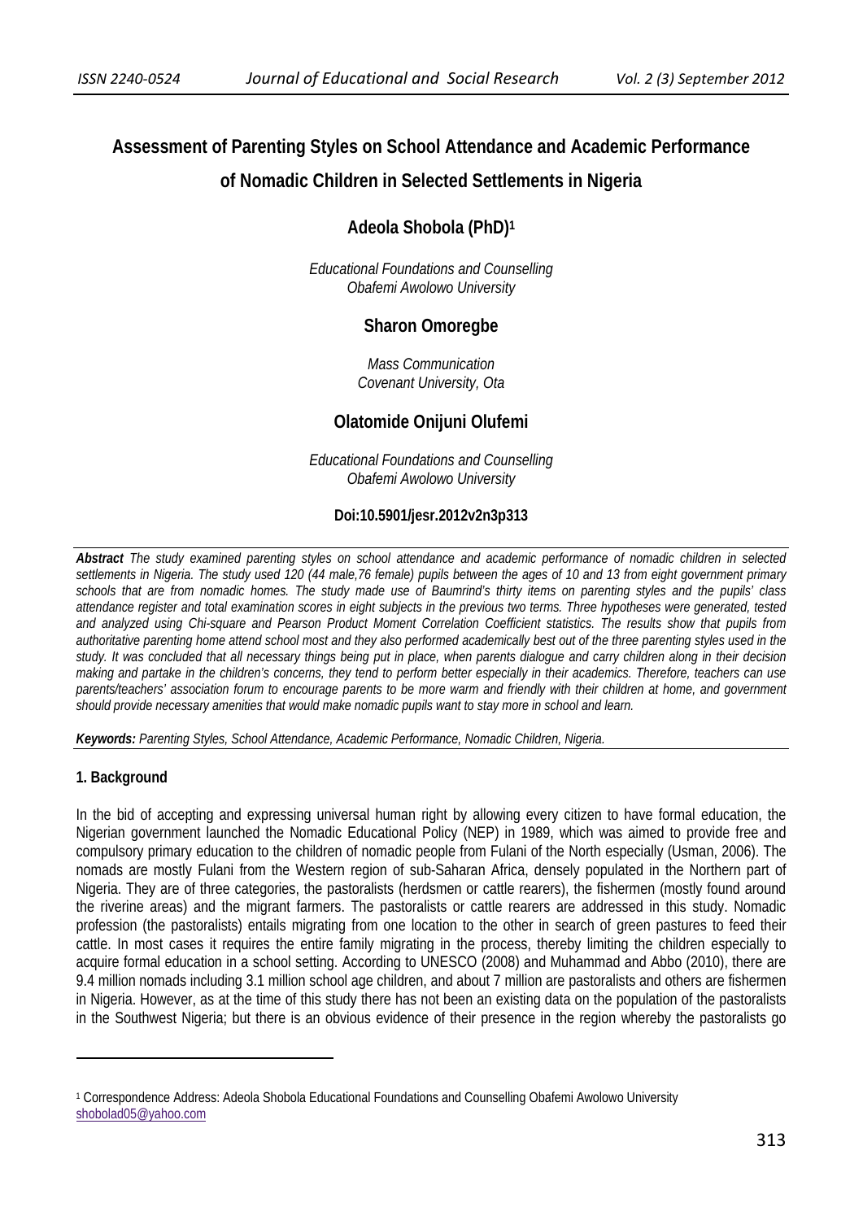# Assessment of Parenting Styles on School Attendance and Academic Performance of Nomadic Children in Selected Settlements in Nigeria

**Adeola Shobola (PhD)[1]**

*Educational Foundations and Counselling*
*Obafemi Awolowo University*

**Sharon Omoregbe**

*Mass Communication*
*Covenant University, Ota*

**Olatomide Onijuni Olufemi**

*Educational Foundations and Counselling*
*Obafemi Awolowo University*

**Doi:10.5901/jesr.2012v2n3p313**

***Abstract*** *The study examined parenting styles on school attendance and academic performance of nomadic children in selected settlements in Nigeria. The study used 120 (44 male,76 female) pupils between the ages of 10 and 13 from eight government primary schools that are from nomadic homes. The study made use of Baumrind's thirty items on parenting styles and the pupils' class attendance register and total examination scores in eight subjects in the previous two terms. Three hypotheses were generated, tested and analyzed using Chi-square and Pearson Product Moment Correlation Coefficient statistics. The results show that pupils from authoritative parenting home attend school most and they also performed academically best out of the three parenting styles used in the study. It was concluded that all necessary things being put in place, when parents dialogue and carry children along in their decision making and partake in the children's concerns, they tend to perform better especially in their academics. Therefore, teachers can use parents/teachers' association forum to encourage parents to be more warm and friendly with their children at home, and government should provide necessary amenities that would make nomadic pupils want to stay more in school and learn.*

***Keywords:*** *Parenting Styles, School Attendance, Academic Performance, Nomadic Children, Nigeria.*

## 1. Background

In the bid of accepting and expressing universal human right by allowing every citizen to have formal education, the Nigerian government launched the Nomadic Educational Policy (NEP) in 1989, which was aimed to provide free and compulsory primary education to the children of nomadic people from Fulani of the North especially (Usman, 2006). The nomads are mostly Fulani from the Western region of sub-Saharan Africa, densely populated in the Northern part of Nigeria. They are of three categories, the pastoralists (herdsmen or cattle rearers), the fishermen (mostly found around the riverine areas) and the migrant farmers. The pastoralists or cattle rearers are addressed in this study. Nomadic profession (the pastoralists) entails migrating from one location to the other in search of green pastures to feed their cattle. In most cases it requires the entire family migrating in the process, thereby limiting the children especially to acquire formal education in a school setting. According to UNESCO (2008) and Muhammad and Abbo (2010), there are 9.4 million nomads including 3.1 million school age children, and about 7 million are pastoralists and others are fishermen in Nigeria. However, as at the time of this study there has not been an existing data on the population of the pastoralists in the Southwest Nigeria; but there is an obvious evidence of their presence in the region whereby the pastoralists go

---

[1] Correspondence Address: Adeola Shobola Educational Foundations and Counselling Obafemi Awolowo University shobolad05@yahoo.com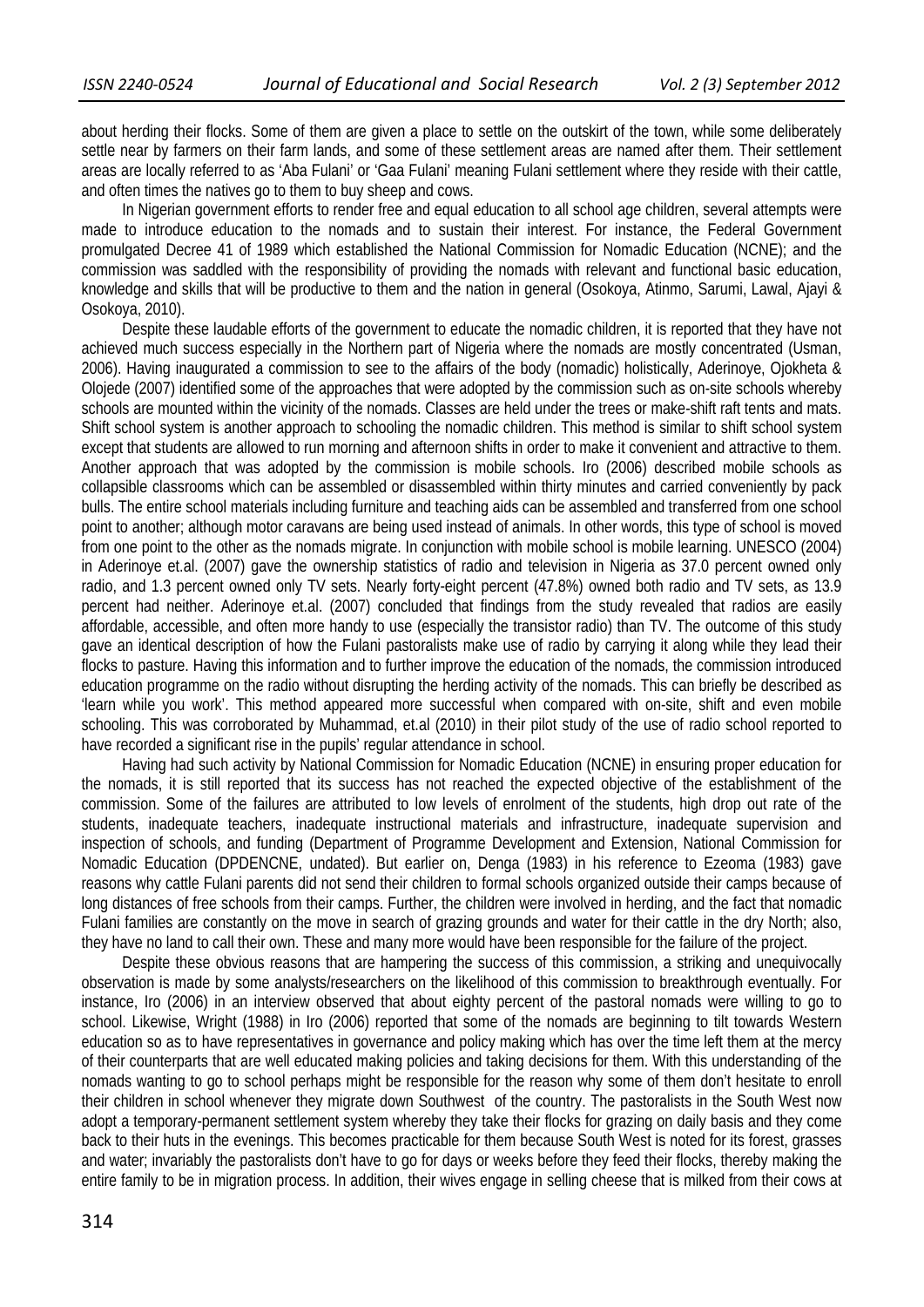about herding their flocks. Some of them are given a place to settle on the outskirt of the town, while some deliberately settle near by farmers on their farm lands, and some of these settlement areas are named after them. Their settlement areas are locally referred to as 'Aba Fulani' or 'Gaa Fulani' meaning Fulani settlement where they reside with their cattle, and often times the natives go to them to buy sheep and cows.

In Nigerian government efforts to render free and equal education to all school age children, several attempts were made to introduce education to the nomads and to sustain their interest. For instance, the Federal Government promulgated Decree 41 of 1989 which established the National Commission for Nomadic Education (NCNE); and the commission was saddled with the responsibility of providing the nomads with relevant and functional basic education, knowledge and skills that will be productive to them and the nation in general (Osokoya, Atinmo, Sarumi, Lawal, Ajayi & Osokoya, 2010).

Despite these laudable efforts of the government to educate the nomadic children, it is reported that they have not achieved much success especially in the Northern part of Nigeria where the nomads are mostly concentrated (Usman, 2006). Having inaugurated a commission to see to the affairs of the body (nomadic) holistically, Aderinoye, Ojokheta & Olojede (2007) identified some of the approaches that were adopted by the commission such as on-site schools whereby schools are mounted within the vicinity of the nomads. Classes are held under the trees or make-shift raft tents and mats. Shift school system is another approach to schooling the nomadic children. This method is similar to shift school system except that students are allowed to run morning and afternoon shifts in order to make it convenient and attractive to them. Another approach that was adopted by the commission is mobile schools. Iro (2006) described mobile schools as collapsible classrooms which can be assembled or disassembled within thirty minutes and carried conveniently by pack bulls. The entire school materials including furniture and teaching aids can be assembled and transferred from one school point to another; although motor caravans are being used instead of animals. In other words, this type of school is moved from one point to the other as the nomads migrate. In conjunction with mobile school is mobile learning. UNESCO (2004) in Aderinoye et.al. (2007) gave the ownership statistics of radio and television in Nigeria as 37.0 percent owned only radio, and 1.3 percent owned only TV sets. Nearly forty-eight percent (47.8%) owned both radio and TV sets, as 13.9 percent had neither. Aderinoye et.al. (2007) concluded that findings from the study revealed that radios are easily affordable, accessible, and often more handy to use (especially the transistor radio) than TV. The outcome of this study gave an identical description of how the Fulani pastoralists make use of radio by carrying it along while they lead their flocks to pasture. Having this information and to further improve the education of the nomads, the commission introduced education programme on the radio without disrupting the herding activity of the nomads. This can briefly be described as 'learn while you work'. This method appeared more successful when compared with on-site, shift and even mobile schooling. This was corroborated by Muhammad, et.al (2010) in their pilot study of the use of radio school reported to have recorded a significant rise in the pupils' regular attendance in school.

Having had such activity by National Commission for Nomadic Education (NCNE) in ensuring proper education for the nomads, it is still reported that its success has not reached the expected objective of the establishment of the commission. Some of the failures are attributed to low levels of enrolment of the students, high drop out rate of the students, inadequate teachers, inadequate instructional materials and infrastructure, inadequate supervision and inspection of schools, and funding (Department of Programme Development and Extension, National Commission for Nomadic Education (DPDENCNE, undated). But earlier on, Denga (1983) in his reference to Ezeoma (1983) gave reasons why cattle Fulani parents did not send their children to formal schools organized outside their camps because of long distances of free schools from their camps. Further, the children were involved in herding, and the fact that nomadic Fulani families are constantly on the move in search of grazing grounds and water for their cattle in the dry North; also, they have no land to call their own. These and many more would have been responsible for the failure of the project.

Despite these obvious reasons that are hampering the success of this commission, a striking and unequivocally observation is made by some analysts/researchers on the likelihood of this commission to breakthrough eventually. For instance, Iro (2006) in an interview observed that about eighty percent of the pastoral nomads were willing to go to school. Likewise, Wright (1988) in Iro (2006) reported that some of the nomads are beginning to tilt towards Western education so as to have representatives in governance and policy making which has over the time left them at the mercy of their counterparts that are well educated making policies and taking decisions for them. With this understanding of the nomads wanting to go to school perhaps might be responsible for the reason why some of them don't hesitate to enroll their children in school whenever they migrate down Southwest of the country. The pastoralists in the South West now adopt a temporary-permanent settlement system whereby they take their flocks for grazing on daily basis and they come back to their huts in the evenings. This becomes practicable for them because South West is noted for its forest, grasses and water; invariably the pastoralists don't have to go for days or weeks before they feed their flocks, thereby making the entire family to be in migration process. In addition, their wives engage in selling cheese that is milked from their cows at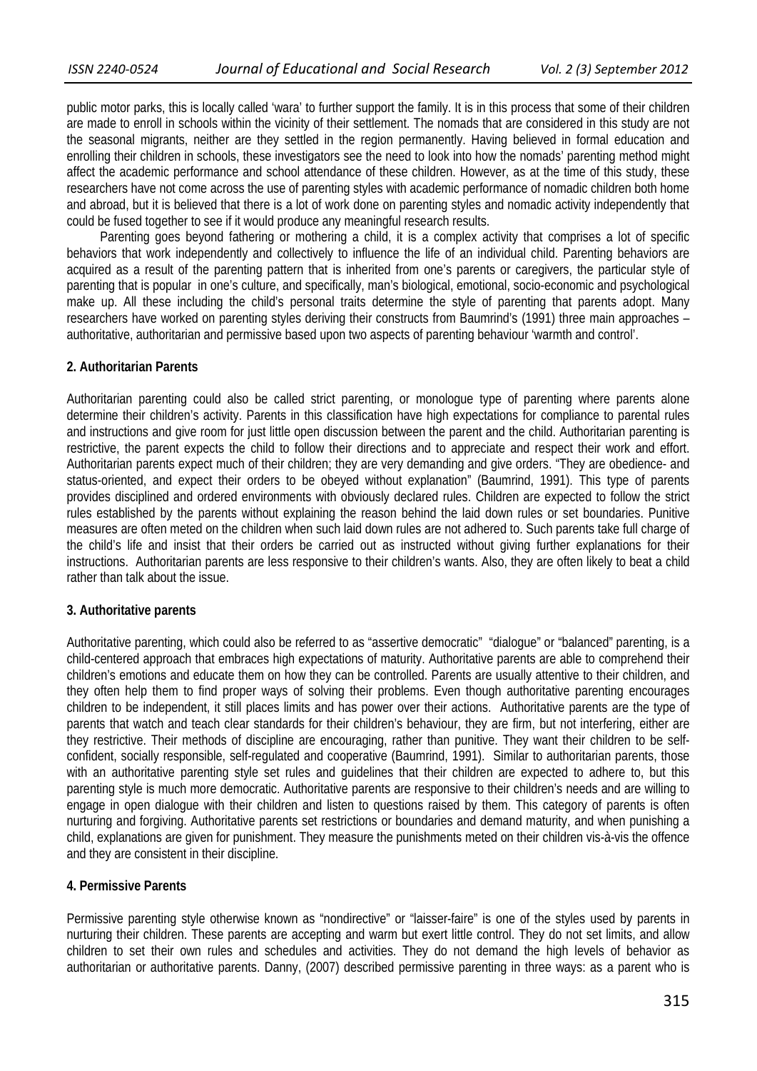public motor parks, this is locally called 'wara' to further support the family. It is in this process that some of their children are made to enroll in schools within the vicinity of their settlement. The nomads that are considered in this study are not the seasonal migrants, neither are they settled in the region permanently. Having believed in formal education and enrolling their children in schools, these investigators see the need to look into how the nomads' parenting method might affect the academic performance and school attendance of these children. However, as at the time of this study, these researchers have not come across the use of parenting styles with academic performance of nomadic children both home and abroad, but it is believed that there is a lot of work done on parenting styles and nomadic activity independently that could be fused together to see if it would produce any meaningful research results.

Parenting goes beyond fathering or mothering a child, it is a complex activity that comprises a lot of specific behaviors that work independently and collectively to influence the life of an individual child. Parenting behaviors are acquired as a result of the parenting pattern that is inherited from one's parents or caregivers, the particular style of parenting that is popular in one's culture, and specifically, man's biological, emotional, socio-economic and psychological make up. All these including the child's personal traits determine the style of parenting that parents adopt. Many researchers have worked on parenting styles deriving their constructs from Baumrind's (1991) three main approaches – authoritative, authoritarian and permissive based upon two aspects of parenting behaviour 'warmth and control'.

## 2. Authoritarian Parents

Authoritarian parenting could also be called strict parenting, or monologue type of parenting where parents alone determine their children's activity. Parents in this classification have high expectations for compliance to parental rules and instructions and give room for just little open discussion between the parent and the child. Authoritarian parenting is restrictive, the parent expects the child to follow their directions and to appreciate and respect their work and effort. Authoritarian parents expect much of their children; they are very demanding and give orders. "They are obedience- and status-oriented, and expect their orders to be obeyed without explanation" (Baumrind, 1991). This type of parents provides disciplined and ordered environments with obviously declared rules. Children are expected to follow the strict rules established by the parents without explaining the reason behind the laid down rules or set boundaries. Punitive measures are often meted on the children when such laid down rules are not adhered to. Such parents take full charge of the child's life and insist that their orders be carried out as instructed without giving further explanations for their instructions. Authoritarian parents are less responsive to their children's wants. Also, they are often likely to beat a child rather than talk about the issue.

## 3. Authoritative parents

Authoritative parenting, which could also be referred to as "assertive democratic" "dialogue" or "balanced" parenting, is a child-centered approach that embraces high expectations of maturity. Authoritative parents are able to comprehend their children's emotions and educate them on how they can be controlled. Parents are usually attentive to their children, and they often help them to find proper ways of solving their problems. Even though authoritative parenting encourages children to be independent, it still places limits and has power over their actions. Authoritative parents are the type of parents that watch and teach clear standards for their children's behaviour, they are firm, but not interfering, either are they restrictive. Their methods of discipline are encouraging, rather than punitive. They want their children to be self-confident, socially responsible, self-regulated and cooperative (Baumrind, 1991). Similar to authoritarian parents, those with an authoritative parenting style set rules and guidelines that their children are expected to adhere to, but this parenting style is much more democratic. Authoritative parents are responsive to their children's needs and are willing to engage in open dialogue with their children and listen to questions raised by them. This category of parents is often nurturing and forgiving. Authoritative parents set restrictions or boundaries and demand maturity, and when punishing a child, explanations are given for punishment. They measure the punishments meted on their children vis-à-vis the offence and they are consistent in their discipline.

## 4. Permissive Parents

Permissive parenting style otherwise known as "nondirective" or "laisser-faire" is one of the styles used by parents in nurturing their children. These parents are accepting and warm but exert little control. They do not set limits, and allow children to set their own rules and schedules and activities. They do not demand the high levels of behavior as authoritarian or authoritative parents. Danny, (2007) described permissive parenting in three ways: as a parent who is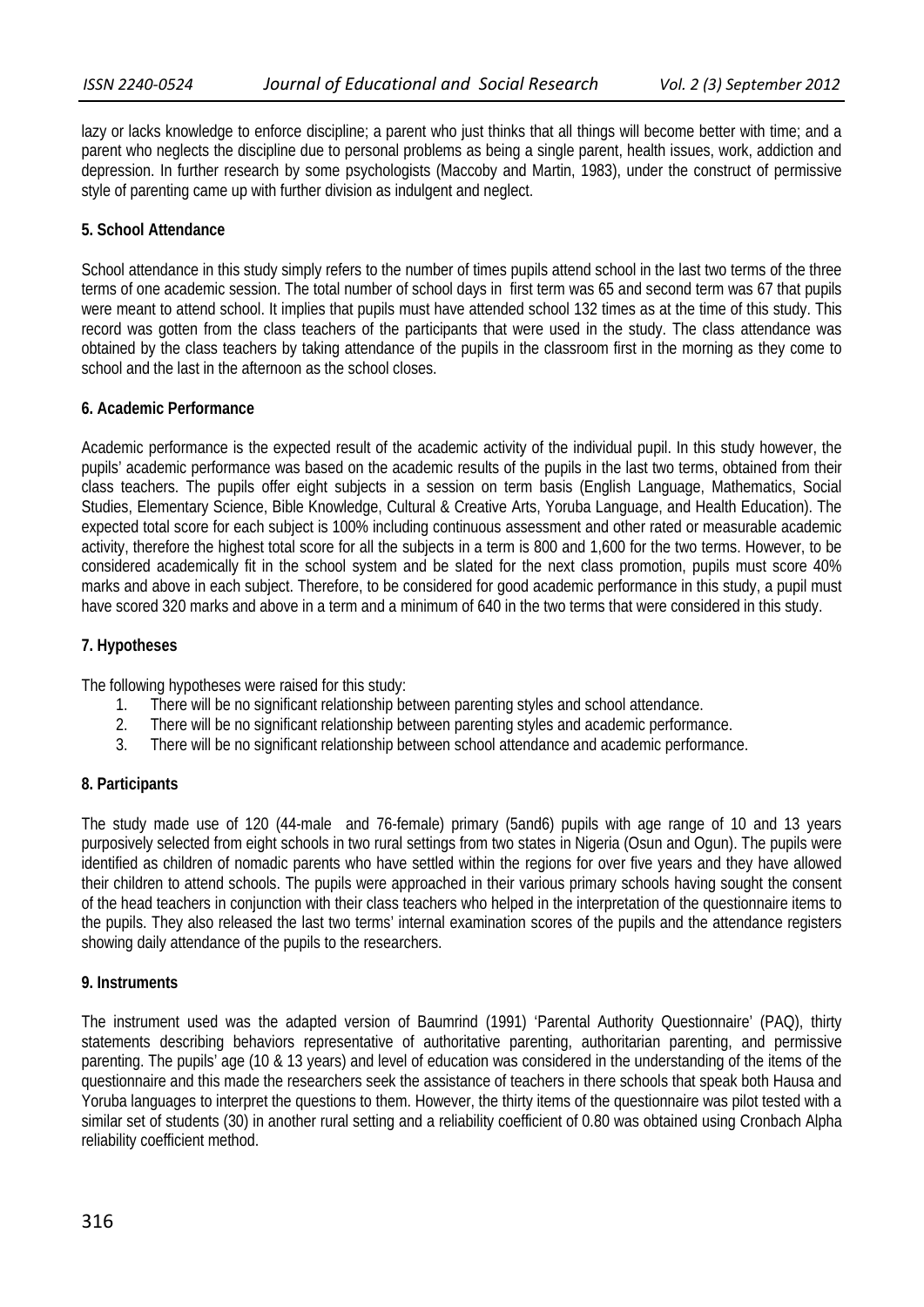lazy or lacks knowledge to enforce discipline; a parent who just thinks that all things will become better with time; and a parent who neglects the discipline due to personal problems as being a single parent, health issues, work, addiction and depression. In further research by some psychologists (Maccoby and Martin, 1983), under the construct of permissive style of parenting came up with further division as indulgent and neglect.

## 5. School Attendance

School attendance in this study simply refers to the number of times pupils attend school in the last two terms of the three terms of one academic session. The total number of school days in first term was 65 and second term was 67 that pupils were meant to attend school. It implies that pupils must have attended school 132 times as at the time of this study. This record was gotten from the class teachers of the participants that were used in the study. The class attendance was obtained by the class teachers by taking attendance of the pupils in the classroom first in the morning as they come to school and the last in the afternoon as the school closes.

## 6. Academic Performance

Academic performance is the expected result of the academic activity of the individual pupil. In this study however, the pupils' academic performance was based on the academic results of the pupils in the last two terms, obtained from their class teachers. The pupils offer eight subjects in a session on term basis (English Language, Mathematics, Social Studies, Elementary Science, Bible Knowledge, Cultural & Creative Arts, Yoruba Language, and Health Education). The expected total score for each subject is 100% including continuous assessment and other rated or measurable academic activity, therefore the highest total score for all the subjects in a term is 800 and 1,600 for the two terms. However, to be considered academically fit in the school system and be slated for the next class promotion, pupils must score 40% marks and above in each subject. Therefore, to be considered for good academic performance in this study, a pupil must have scored 320 marks and above in a term and a minimum of 640 in the two terms that were considered in this study.

## 7. Hypotheses

The following hypotheses were raised for this study:

1. There will be no significant relationship between parenting styles and school attendance.
2. There will be no significant relationship between parenting styles and academic performance.
3. There will be no significant relationship between school attendance and academic performance.

## 8. Participants

The study made use of 120 (44-male and 76-female) primary (5and6) pupils with age range of 10 and 13 years purposively selected from eight schools in two rural settings from two states in Nigeria (Osun and Ogun). The pupils were identified as children of nomadic parents who have settled within the regions for over five years and they have allowed their children to attend schools. The pupils were approached in their various primary schools having sought the consent of the head teachers in conjunction with their class teachers who helped in the interpretation of the questionnaire items to the pupils. They also released the last two terms' internal examination scores of the pupils and the attendance registers showing daily attendance of the pupils to the researchers.

## 9. Instruments

The instrument used was the adapted version of Baumrind (1991) 'Parental Authority Questionnaire' (PAQ), thirty statements describing behaviors representative of authoritative parenting, authoritarian parenting, and permissive parenting. The pupils' age (10 & 13 years) and level of education was considered in the understanding of the items of the questionnaire and this made the researchers seek the assistance of teachers in there schools that speak both Hausa and Yoruba languages to interpret the questions to them. However, the thirty items of the questionnaire was pilot tested with a similar set of students (30) in another rural setting and a reliability coefficient of 0.80 was obtained using Cronbach Alpha reliability coefficient method.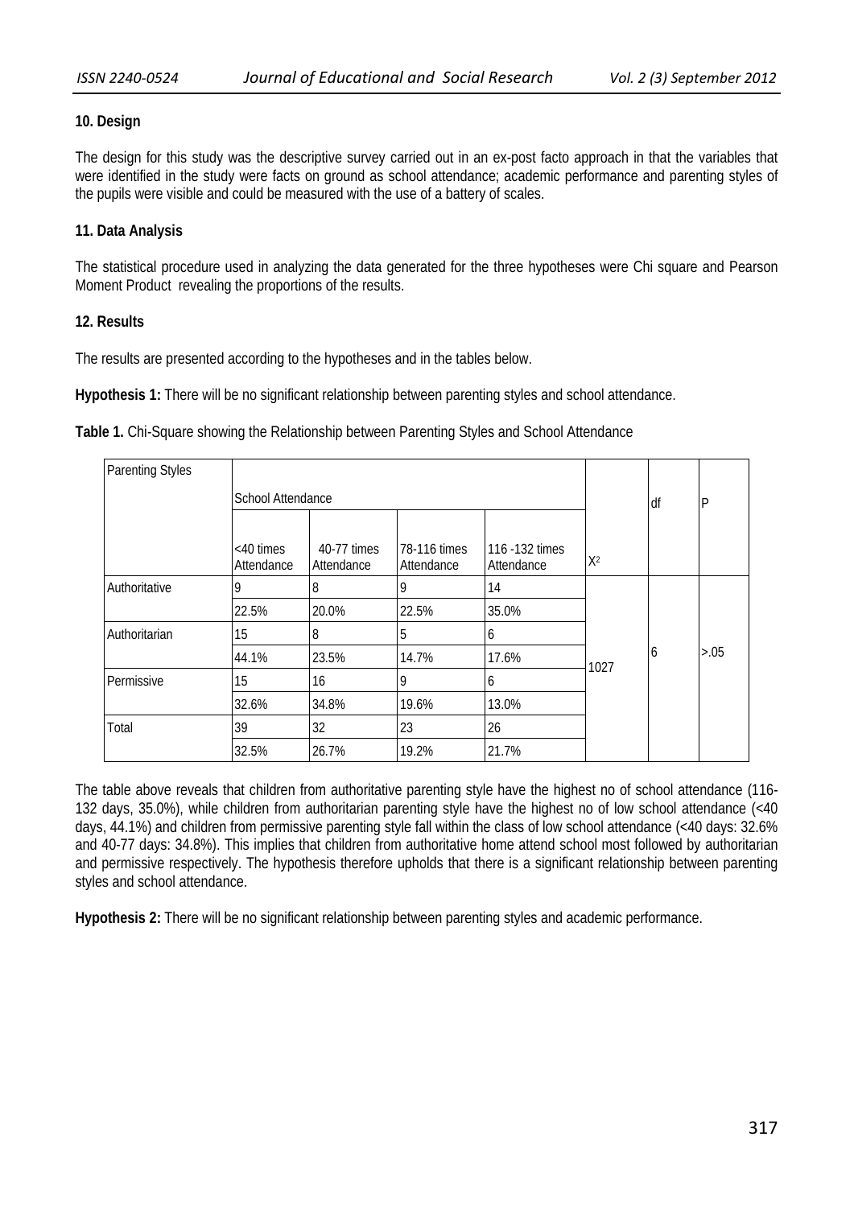**10. Design**

The design for this study was the descriptive survey carried out in an ex-post facto approach in that the variables that were identified in the study were facts on ground as school attendance; academic performance and parenting styles of the pupils were visible and could be measured with the use of a battery of scales.

**11. Data Analysis**

The statistical procedure used in analyzing the data generated for the three hypotheses were Chi square and Pearson Moment Product revealing the proportions of the results.

**12. Results**

The results are presented according to the hypotheses and in the tables below.

**Hypothesis 1:** There will be no significant relationship between parenting styles and school attendance.

**Table 1.** Chi-Square showing the Relationship between Parenting Styles and School Attendance

| Parenting Styles | School Attendance | | | | | df | P |
|---|---|---|---|---|---|---|---|
| | <40 times Attendance | 40-77 times Attendance | 78-116 times Attendance | 116 -132 times Attendance | $X^2$ | | |
| Authoritative | 9 | 8 | 9 | 14 | 1027 | 6 | >.05 |
| | 22.5% | 20.0% | 22.5% | 35.0% | | | |
| Authoritarian | 15 | 8 | 5 | 6 | | | |
| | 44.1% | 23.5% | 14.7% | 17.6% | | | |
| Permissive | 15 | 16 | 9 | 6 | | | |
| | 32.6% | 34.8% | 19.6% | 13.0% | | | |
| Total | 39 | 32 | 23 | 26 | | | |
| | 32.5% | 26.7% | 19.2% | 21.7% | | | |

The table above reveals that children from authoritative parenting style have the highest no of school attendance (116-132 days, 35.0%), while children from authoritarian parenting style have the highest no of low school attendance (<40 days, 44.1%) and children from permissive parenting style fall within the class of low school attendance (<40 days: 32.6% and 40-77 days: 34.8%). This implies that children from authoritative home attend school most followed by authoritarian and permissive respectively. The hypothesis therefore upholds that there is a significant relationship between parenting styles and school attendance.

**Hypothesis 2:** There will be no significant relationship between parenting styles and academic performance.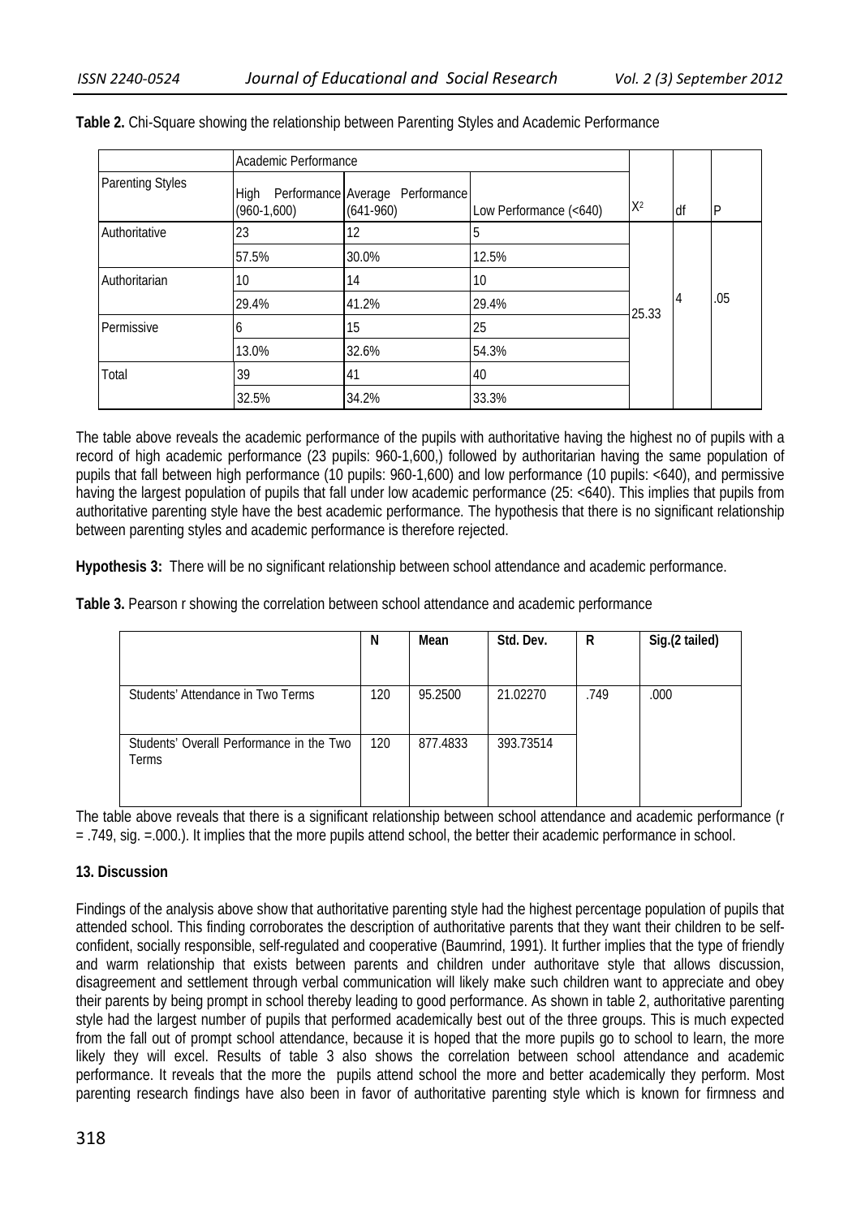**Table 2.** Chi-Square showing the relationship between Parenting Styles and Academic Performance

| Parenting Styles | Academic Performance | | | $X^2$ | df | P |
|---|---|---|---|---|---|---|
| | High Performance (960-1,600) | Average Performance (641-960) | Low Performance (<640) | | | |
| Authoritative | 23 | 12 | 5 | 25.33 | 4 | .05 |
| | 57.5% | 30.0% | 12.5% | | | |
| Authoritarian | 10 | 14 | 10 | | | |
| | 29.4% | 41.2% | 29.4% | | | |
| Permissive | 6 | 15 | 25 | | | |
| | 13.0% | 32.6% | 54.3% | | | |
| Total | 39 | 41 | 40 | | | |
| | 32.5% | 34.2% | 33.3% | | | |

The table above reveals the academic performance of the pupils with authoritative having the highest no of pupils with a record of high academic performance (23 pupils: 960-1,600,) followed by authoritarian having the same population of pupils that fall between high performance (10 pupils: 960-1,600) and low performance (10 pupils: <640), and permissive having the largest population of pupils that fall under low academic performance (25: <640). This implies that pupils from authoritative parenting style have the best academic performance. The hypothesis that there is no significant relationship between parenting styles and academic performance is therefore rejected.

**Hypothesis 3:** There will be no significant relationship between school attendance and academic performance.

**Table 3.** Pearson r showing the correlation between school attendance and academic performance

| | N | Mean | Std. Dev. | R | Sig.(2 tailed) |
|---|---|---|---|---|---|
| Students' Attendance in Two Terms | 120 | 95.2500 | 21.02270 | .749 | .000 |
| Students' Overall Performance in the Two Terms | 120 | 877.4833 | 393.73514 | | |

The table above reveals that there is a significant relationship between school attendance and academic performance (r = .749, sig. =.000.). It implies that the more pupils attend school, the better their academic performance in school.

**13. Discussion**

Findings of the analysis above show that authoritative parenting style had the highest percentage population of pupils that attended school. This finding corroborates the description of authoritative parents that they want their children to be self-confident, socially responsible, self-regulated and cooperative (Baumrind, 1991). It further implies that the type of friendly and warm relationship that exists between parents and children under authoritave style that allows discussion, disagreement and settlement through verbal communication will likely make such children want to appreciate and obey their parents by being prompt in school thereby leading to good performance. As shown in table 2, authoritative parenting style had the largest number of pupils that performed academically best out of the three groups. This is much expected from the fall out of prompt school attendance, because it is hoped that the more pupils go to school to learn, the more likely they will excel. Results of table 3 also shows the correlation between school attendance and academic performance. It reveals that the more the pupils attend school the more and better academically they perform. Most parenting research findings have also been in favor of authoritative parenting style which is known for firmness and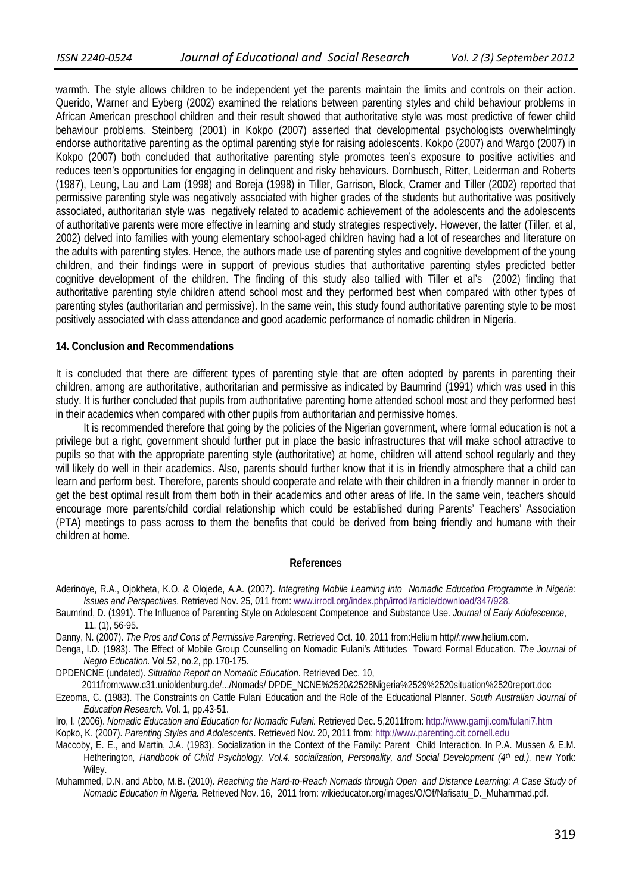warmth. The style allows children to be independent yet the parents maintain the limits and controls on their action. Querido, Warner and Eyberg (2002) examined the relations between parenting styles and child behaviour problems in African American preschool children and their result showed that authoritative style was most predictive of fewer child behaviour problems. Steinberg (2001) in Kokpo (2007) asserted that developmental psychologists overwhelmingly endorse authoritative parenting as the optimal parenting style for raising adolescents. Kokpo (2007) and Wargo (2007) in Kokpo (2007) both concluded that authoritative parenting style promotes teen's exposure to positive activities and reduces teen's opportunities for engaging in delinquent and risky behaviours. Dornbusch, Ritter, Leiderman and Roberts (1987), Leung, Lau and Lam (1998) and Boreja (1998) in Tiller, Garrison, Block, Cramer and Tiller (2002) reported that permissive parenting style was negatively associated with higher grades of the students but authoritative was positively associated, authoritarian style was negatively related to academic achievement of the adolescents and the adolescents of authoritative parents were more effective in learning and study strategies respectively. However, the latter (Tiller, et al, 2002) delved into families with young elementary school-aged children having had a lot of researches and literature on the adults with parenting styles. Hence, the authors made use of parenting styles and cognitive development of the young children, and their findings were in support of previous studies that authoritative parenting styles predicted better cognitive development of the children. The finding of this study also tallied with Tiller et al's (2002) finding that authoritative parenting style children attend school most and they performed best when compared with other types of parenting styles (authoritarian and permissive). In the same vein, this study found authoritative parenting style to be most positively associated with class attendance and good academic performance of nomadic children in Nigeria.

## 14. Conclusion and Recommendations

It is concluded that there are different types of parenting style that are often adopted by parents in parenting their children, among are authoritative, authoritarian and permissive as indicated by Baumrind (1991) which was used in this study. It is further concluded that pupils from authoritative parenting home attended school most and they performed best in their academics when compared with other pupils from authoritarian and permissive homes.

It is recommended therefore that going by the policies of the Nigerian government, where formal education is not a privilege but a right, government should further put in place the basic infrastructures that will make school attractive to pupils so that with the appropriate parenting style (authoritative) at home, children will attend school regularly and they will likely do well in their academics. Also, parents should further know that it is in friendly atmosphere that a child can learn and perform best. Therefore, parents should cooperate and relate with their children in a friendly manner in order to get the best optimal result from them both in their academics and other areas of life. In the same vein, teachers should encourage more parents/child cordial relationship which could be established during Parents' Teachers' Association (PTA) meetings to pass across to them the benefits that could be derived from being friendly and humane with their children at home.

## References

Aderinoye, R.A., Ojokheta, K.O. & Olojede, A.A. (2007). *Integrating Mobile Learning into Nomadic Education Programme in Nigeria: Issues and Perspectives.* Retrieved Nov. 25, 011 from: www.irrodl.org/index.php/irrodl/article/download/347/928.

Baumrind, D. (1991). The Influence of Parenting Style on Adolescent Competence and Substance Use. *Journal of Early Adolescence*, 11, (1), 56-95.

Danny, N. (2007). *The Pros and Cons of Permissive Parenting*. Retrieved Oct. 10, 2011 from:Helium http//:www.helium.com.

Denga, I.D. (1983). The Effect of Mobile Group Counselling on Nomadic Fulani's Attitudes Toward Formal Education. *The Journal of Negro Education.* Vol.52, no.2, pp.170-175.

DPDENCNE (undated). *Situation Report on Nomadic Education*. Retrieved Dec. 10, 2011from:www.c31.unioldenburg.de/.../Nomads/ DPDE_NCNE%2520&2528Nigeria%2529%2520situation%2520report.doc

Ezeoma, C. (1983). The Constraints on Cattle Fulani Education and the Role of the Educational Planner. *South Australian Journal of Education Research.* Vol. 1, pp.43-51.

Iro, I. (2006). *Nomadic Education and Education for Nomadic Fulani.* Retrieved Dec. 5,2011from: http://www.gamji.com/fulani7.htm

Kopko, K. (2007). *Parenting Styles and Adolescents*. Retrieved Nov. 20, 2011 from: http://www.parenting.cit.cornell.edu

Maccoby, E. E., and Martin, J.A. (1983). Socialization in the Context of the Family: Parent Child Interaction. In P.A. Mussen & E.M. Hetherington*, Handbook of Child Psychology. Vol.4. socialization, Personality, and Social Development (4th ed.).* new York: Wiley.

Muhammed, D.N. and Abbo, M.B. (2010). *Reaching the Hard-to-Reach Nomads through Open and Distance Learning: A Case Study of Nomadic Education in Nigeria.* Retrieved Nov. 16, 2011 from: wikieducator.org/images/O/Of/Nafisatu_D._Muhammad.pdf.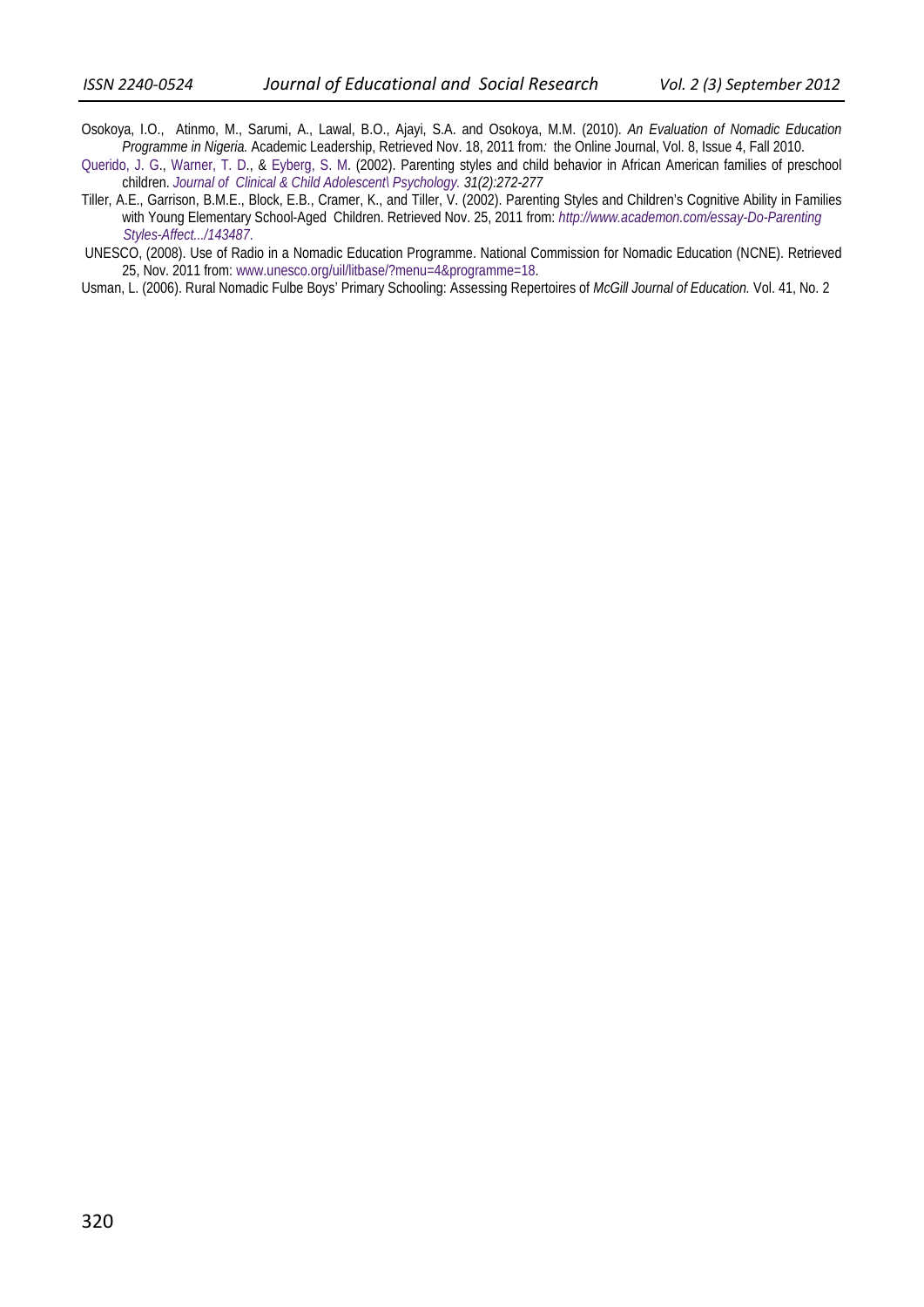Osokoya, I.O., Atinmo, M., Sarumi, A., Lawal, B.O., Ajayi, S.A. and Osokoya, M.M. (2010). *An Evaluation of Nomadic Education Programme in Nigeria.* Academic Leadership, Retrieved Nov. 18, 2011 from*:* the Online Journal, Vol. 8, Issue 4, Fall 2010.

Querido, J. G., Warner, T. D., & Eyberg, S. M. (2002). Parenting styles and child behavior in African American families of preschool children. *Journal of Clinical & Child Adolescent\ Psychology. 31(2):272-277*

Tiller, A.E., Garrison, B.M.E., Block, E.B., Cramer, K., and Tiller, V. (2002). Parenting Styles and Children's Cognitive Ability in Families with Young Elementary School-Aged Children. Retrieved Nov. 25, 2011 from: *http://www.academon.com/essay-Do-Parenting Styles-Affect.../143487*.

UNESCO, (2008). Use of Radio in a Nomadic Education Programme. National Commission for Nomadic Education (NCNE). Retrieved 25, Nov. 2011 from: www.unesco.org/uil/litbase/?menu=4&programme=18.

Usman, L. (2006). Rural Nomadic Fulbe Boys' Primary Schooling: Assessing Repertoires of *McGill Journal of Education.* Vol. 41, No. 2